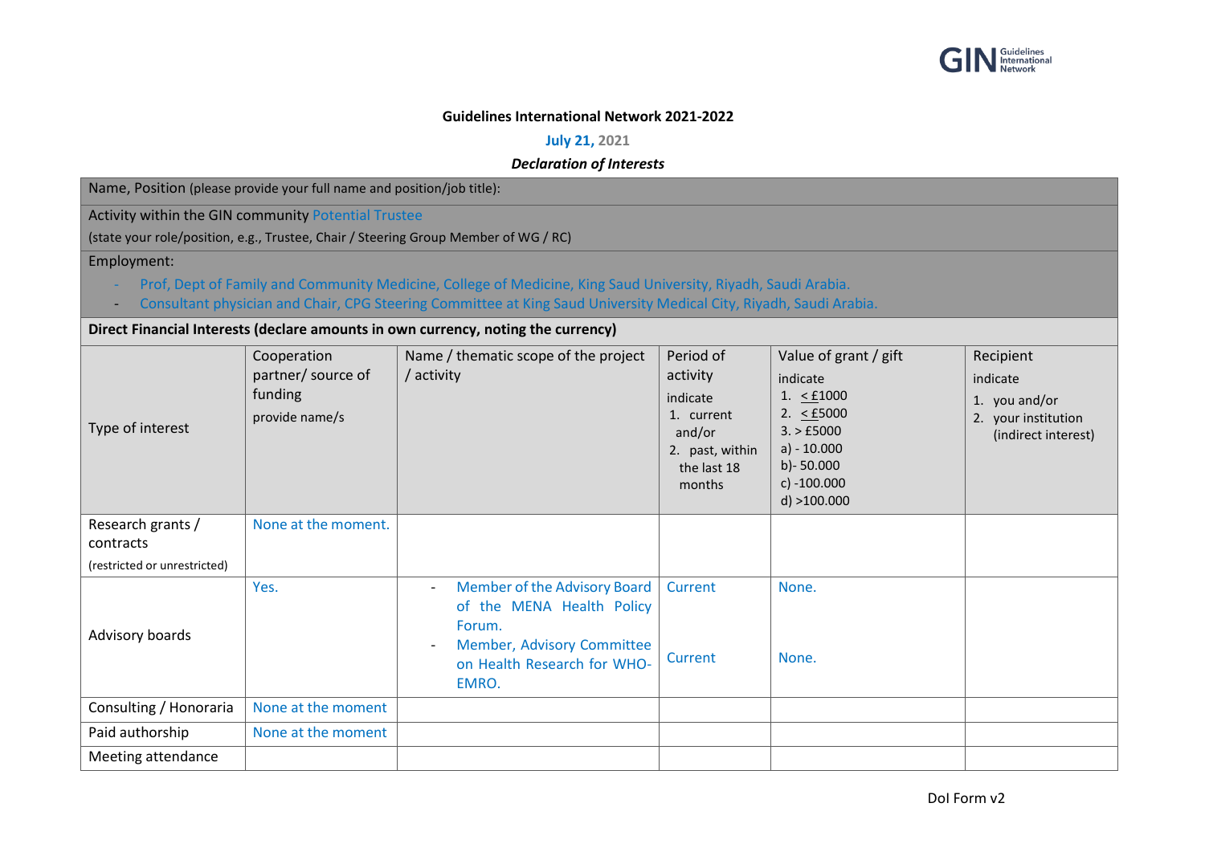**Guidelines International Network 2021-2022**

**July 21, 2021**

***Declaration of Interests***

Name, Position (please provide your full name and position/job title):

Activity within the GIN community Potential Trustee

(state your role/position, e.g., Trustee, Chair / Steering Group Member of WG / RC)

Employment:

- Prof, Dept of Family and Community Medicine, College of Medicine, King Saud University, Riyadh, Saudi Arabia.
- Consultant physician and Chair, CPG Steering Committee at King Saud University Medical City, Riyadh, Saudi Arabia.

**Direct Financial Interests (declare amounts in own currency, noting the currency)**

| Type of interest | Cooperation partner/ source of funding<br>provide name/s | Name / thematic scope of the project / activity | Period of activity<br>indicate<br>1. current and/or<br>2. past, within the last 18 months | Value of grant / gift<br>indicate<br>1. < £1000<br>2. < £5000<br>3. > £5000<br>a) - 10.000<br>b)- 50.000<br>c) -100.000<br>d) >100.000 | Recipient<br>indicate<br>1. you and/or<br>2. your institution (indirect interest) |
|---|---|---|---|---|---|
| Research grants / contracts<br>(restricted or unrestricted) | None at the moment. | | | | |
| Advisory boards | Yes. | - Member of the Advisory Board of the MENA Health Policy Forum.<br>- Member, Advisory Committee on Health Research for WHO-EMRO. | Current<br><br>Current | None.<br><br>None. | |
| Consulting / Honoraria | None at the moment | | | | |
| Paid authorship | None at the moment | | | | |
| Meeting attendance | | | | | |

DoI Form v2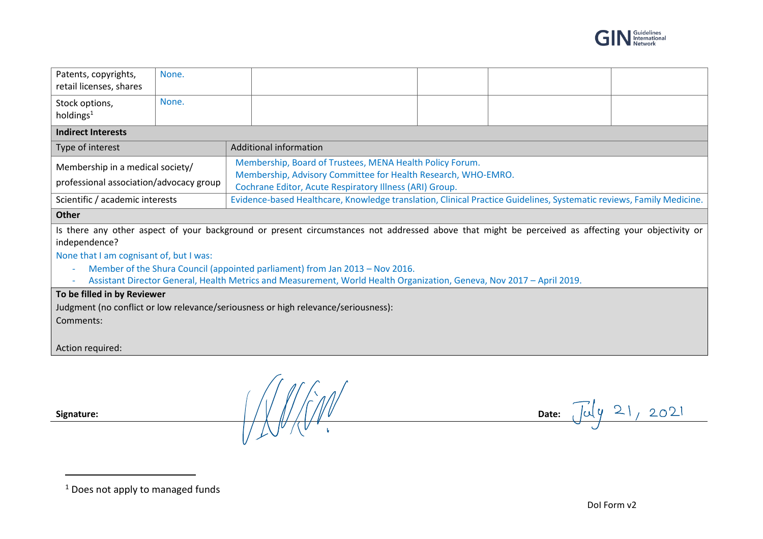| | | | | | |
|---|---|---|---|---|---|
| Patents, copyrights, retail licenses, shares | None. | | | | |
| Stock options, holdings[1] | None. | | | | |

**Indirect Interests**

| Type of interest | Additional information |
|---|---|
| Membership in a medical society/ professional association/advocacy group | Membership, Board of Trustees, MENA Health Policy Forum.<br>Membership, Advisory Committee for Health Research, WHO-EMRO.<br>Cochrane Editor, Acute Respiratory Illness (ARI) Group. |
| Scientific / academic interests | Evidence-based Healthcare, Knowledge translation, Clinical Practice Guidelines, Systematic reviews, Family Medicine. |

**Other**

Is there any other aspect of your background or present circumstances not addressed above that might be perceived as affecting your objectivity or independence?

None that I am cognisant of, but I was:

- Member of the Shura Council (appointed parliament) from Jan 2013 – Nov 2016.
- Assistant Director General, Health Metrics and Measurement, World Health Organization, Geneva, Nov 2017 – April 2019.

**To be filled in by Reviewer**

Judgment (no conflict or low relevance/seriousness or high relevance/seriousness):

Comments:

Action required:

**Signature:**

**Date:** July 21, 2021

[1] Does not apply to managed funds

DoI Form v2